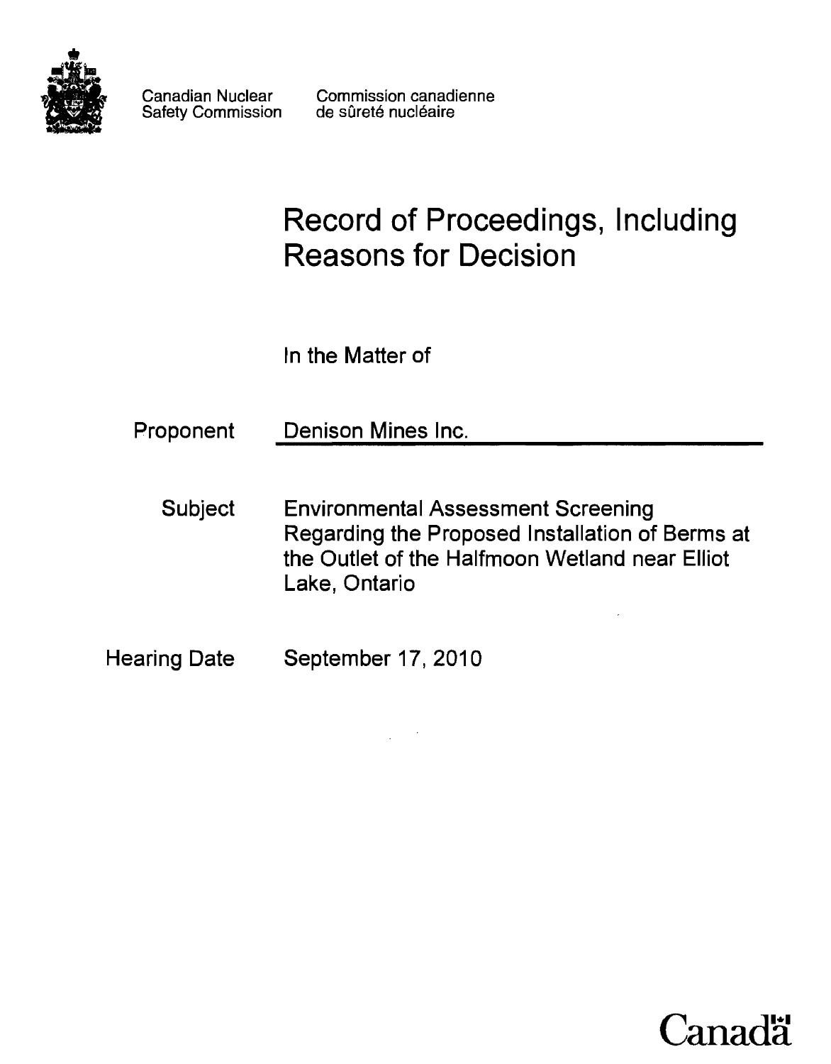Canadian Nuclear Safety Commission

Commission canadienne de sûreté nucléaire

# Record of Proceedings, Including Reasons for Decision

In the Matter of

| | |
|---|---|
| Proponent | Denison Mines Inc. |
| Subject | Environmental Assessment Screening Regarding the Proposed Installation of Berms at the Outlet of the Halfmoon Wetland near Elliot Lake, Ontario |
| Hearing Date | September 17, 2010 |

Canada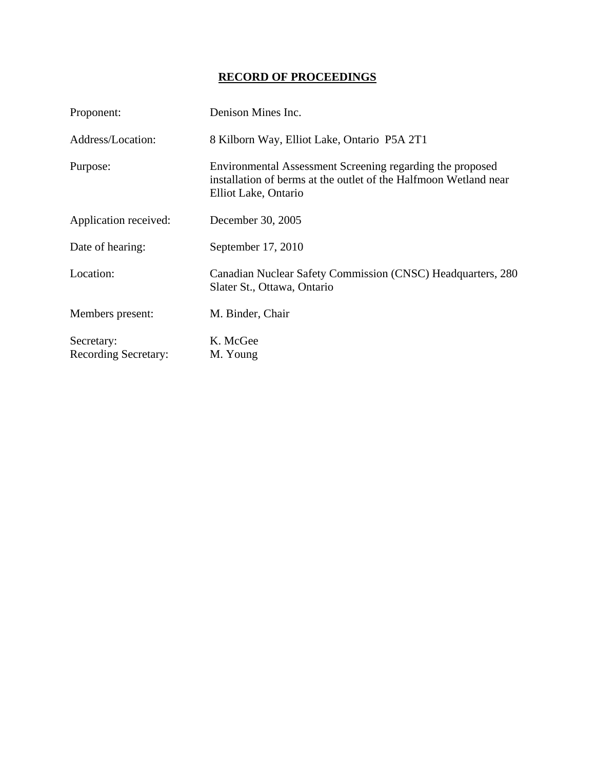# RECORD OF PROCEEDINGS

| | |
|---|---|
| Proponent: | Denison Mines Inc. |
| Address/Location: | 8 Kilborn Way, Elliot Lake, Ontario P5A 2T1 |
| Purpose: | Environmental Assessment Screening regarding the proposed installation of berms at the outlet of the Halfmoon Wetland near Elliot Lake, Ontario |
| Application received: | December 30, 2005 |
| Date of hearing: | September 17, 2010 |
| Location: | Canadian Nuclear Safety Commission (CNSC) Headquarters, 280 Slater St., Ottawa, Ontario |
| Members present: | M. Binder, Chair |
| Secretary: | K. McGee |
| Recording Secretary: | M. Young |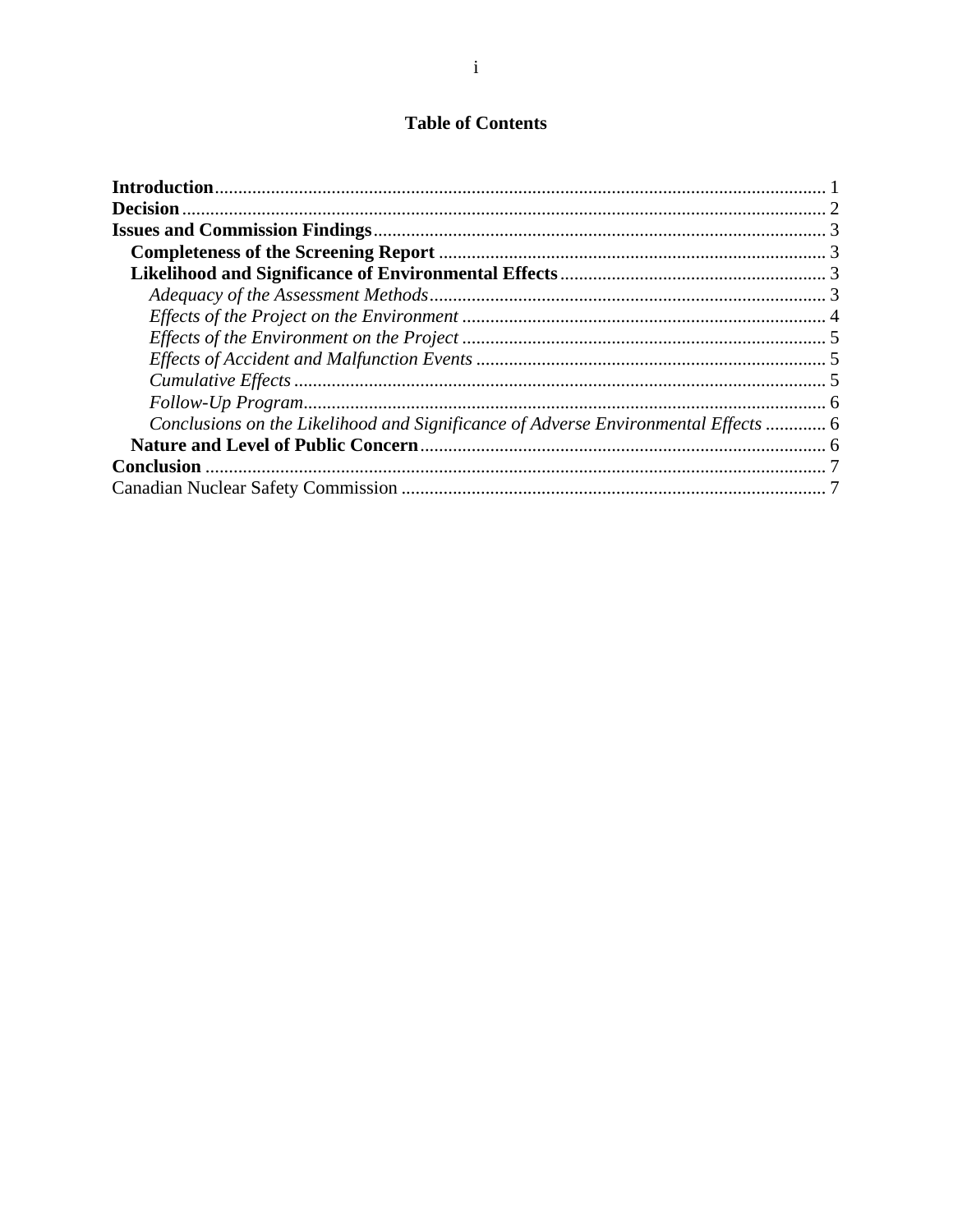# Table of Contents

**Introduction** ........ 1
**Decision** ........ 2
**Issues and Commission Findings** ........ 3
  **Completeness of the Screening Report** ........ 3
  **Likelihood and Significance of Environmental Effects** ........ 3
    *Adequacy of the Assessment Methods* ........ 3
    *Effects of the Project on the Environment* ........ 4
    *Effects of the Environment on the Project* ........ 5
    *Effects of Accident and Malfunction Events* ........ 5
    *Cumulative Effects* ........ 5
    *Follow-Up Program* ........ 6
    *Conclusions on the Likelihood and Significance of Adverse Environmental Effects* ........ 6
  **Nature and Level of Public Concern** ........ 6
**Conclusion** ........ 7
Canadian Nuclear Safety Commission ........ 7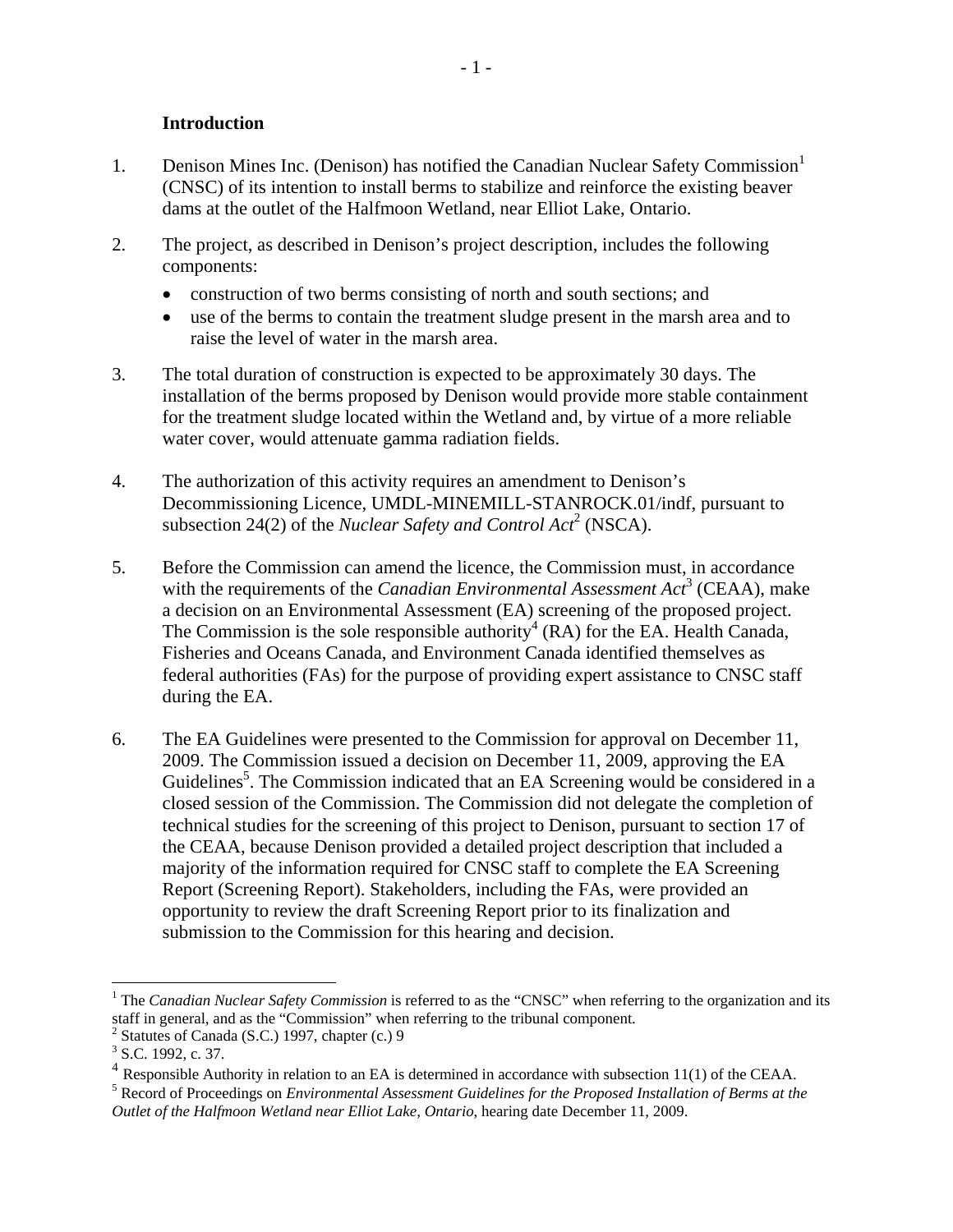**Introduction**

1. Denison Mines Inc. (Denison) has notified the Canadian Nuclear Safety Commission[1] (CNSC) of its intention to install berms to stabilize and reinforce the existing beaver dams at the outlet of the Halfmoon Wetland, near Elliot Lake, Ontario.

2. The project, as described in Denison's project description, includes the following components:
   - construction of two berms consisting of north and south sections; and
   - use of the berms to contain the treatment sludge present in the marsh area and to raise the level of water in the marsh area.

3. The total duration of construction is expected to be approximately 30 days. The installation of the berms proposed by Denison would provide more stable containment for the treatment sludge located within the Wetland and, by virtue of a more reliable water cover, would attenuate gamma radiation fields.

4. The authorization of this activity requires an amendment to Denison's Decommissioning Licence, UMDL-MINEMILL-STANROCK.01/indf, pursuant to subsection 24(2) of the *Nuclear Safety and Control Act*[2] (NSCA).

5. Before the Commission can amend the licence, the Commission must, in accordance with the requirements of the *Canadian Environmental Assessment Act*[3] (CEAA), make a decision on an Environmental Assessment (EA) screening of the proposed project. The Commission is the sole responsible authority[4] (RA) for the EA. Health Canada, Fisheries and Oceans Canada, and Environment Canada identified themselves as federal authorities (FAs) for the purpose of providing expert assistance to CNSC staff during the EA.

6. The EA Guidelines were presented to the Commission for approval on December 11, 2009. The Commission issued a decision on December 11, 2009, approving the EA Guidelines[5]. The Commission indicated that an EA Screening would be considered in a closed session of the Commission. The Commission did not delegate the completion of technical studies for the screening of this project to Denison, pursuant to section 17 of the CEAA, because Denison provided a detailed project description that included a majority of the information required for CNSC staff to complete the EA Screening Report (Screening Report). Stakeholders, including the FAs, were provided an opportunity to review the draft Screening Report prior to its finalization and submission to the Commission for this hearing and decision.

---

[1] The *Canadian Nuclear Safety Commission* is referred to as the "CNSC" when referring to the organization and its staff in general, and as the "Commission" when referring to the tribunal component.

[2] Statutes of Canada (S.C.) 1997, chapter (c.) 9

[3] S.C. 1992, c. 37.

[4] Responsible Authority in relation to an EA is determined in accordance with subsection 11(1) of the CEAA.

[5] Record of Proceedings on *Environmental Assessment Guidelines for the Proposed Installation of Berms at the Outlet of the Halfmoon Wetland near Elliot Lake, Ontario*, hearing date December 11, 2009.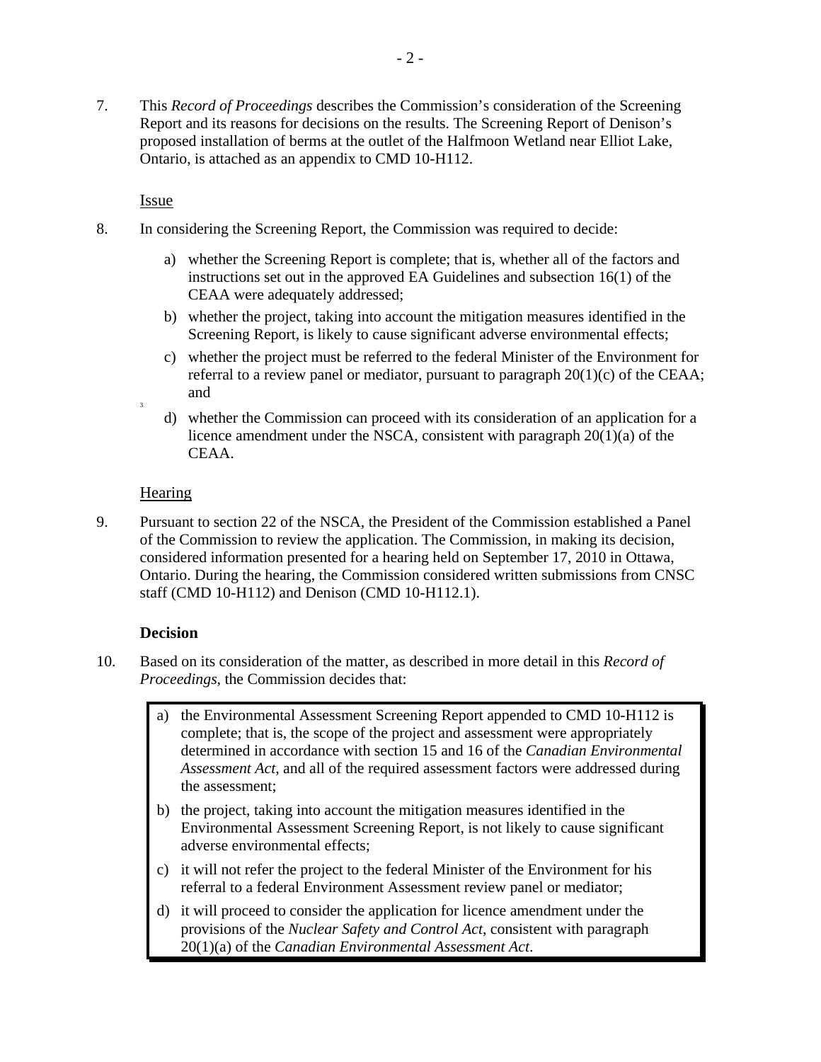7. This *Record of Proceedings* describes the Commission's consideration of the Screening Report and its reasons for decisions on the results. The Screening Report of Denison's proposed installation of berms at the outlet of the Halfmoon Wetland near Elliot Lake, Ontario, is attached as an appendix to CMD 10-H112.

Issue

8. In considering the Screening Report, the Commission was required to decide:

   a) whether the Screening Report is complete; that is, whether all of the factors and instructions set out in the approved EA Guidelines and subsection 16(1) of the CEAA were adequately addressed;

   b) whether the project, taking into account the mitigation measures identified in the Screening Report, is likely to cause significant adverse environmental effects;

   c) whether the project must be referred to the federal Minister of the Environment for referral to a review panel or mediator, pursuant to paragraph 20(1)(c) of the CEAA; and

   d) whether the Commission can proceed with its consideration of an application for a licence amendment under the NSCA, consistent with paragraph 20(1)(a) of the CEAA.[3]

Hearing

9. Pursuant to section 22 of the NSCA, the President of the Commission established a Panel of the Commission to review the application. The Commission, in making its decision, considered information presented for a hearing held on September 17, 2010 in Ottawa, Ontario. During the hearing, the Commission considered written submissions from CNSC staff (CMD 10-H112) and Denison (CMD 10-H112.1).

**Decision**

10. Based on its consideration of the matter, as described in more detail in this *Record of Proceedings*, the Commission decides that:

    a) the Environmental Assessment Screening Report appended to CMD 10-H112 is complete; that is, the scope of the project and assessment were appropriately determined in accordance with section 15 and 16 of the *Canadian Environmental Assessment Act*, and all of the required assessment factors were addressed during the assessment;

    b) the project, taking into account the mitigation measures identified in the Environmental Assessment Screening Report, is not likely to cause significant adverse environmental effects;

    c) it will not refer the project to the federal Minister of the Environment for his referral to a federal Environment Assessment review panel or mediator;

    d) it will proceed to consider the application for licence amendment under the provisions of the *Nuclear Safety and Control Act*, consistent with paragraph 20(1)(a) of the *Canadian Environmental Assessment Act*.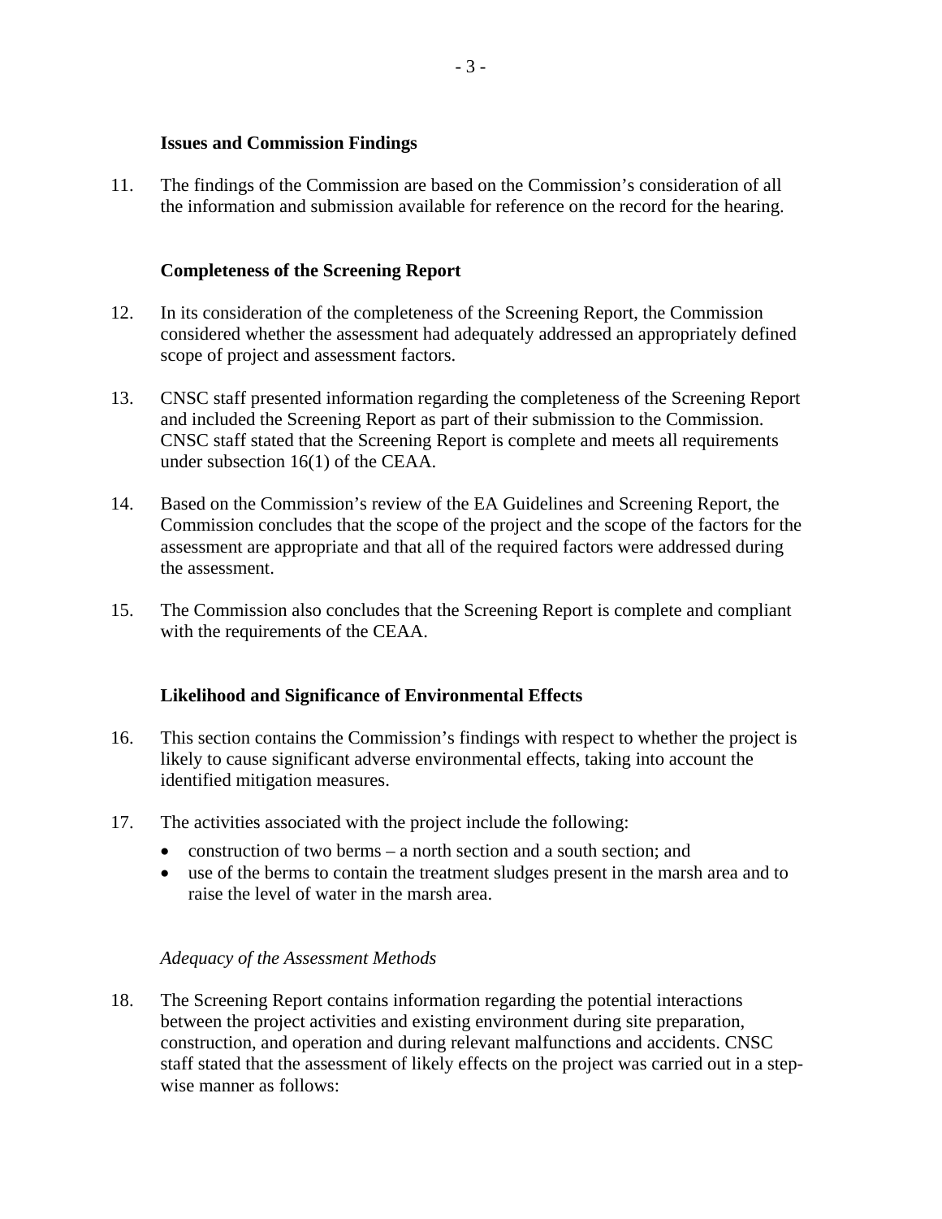## Issues and Commission Findings

11. The findings of the Commission are based on the Commission's consideration of all the information and submission available for reference on the record for the hearing.

## Completeness of the Screening Report

12. In its consideration of the completeness of the Screening Report, the Commission considered whether the assessment had adequately addressed an appropriately defined scope of project and assessment factors.

13. CNSC staff presented information regarding the completeness of the Screening Report and included the Screening Report as part of their submission to the Commission. CNSC staff stated that the Screening Report is complete and meets all requirements under subsection 16(1) of the CEAA.

14. Based on the Commission's review of the EA Guidelines and Screening Report, the Commission concludes that the scope of the project and the scope of the factors for the assessment are appropriate and that all of the required factors were addressed during the assessment.

15. The Commission also concludes that the Screening Report is complete and compliant with the requirements of the CEAA.

## Likelihood and Significance of Environmental Effects

16. This section contains the Commission's findings with respect to whether the project is likely to cause significant adverse environmental effects, taking into account the identified mitigation measures.

17. The activities associated with the project include the following:
    - construction of two berms – a north section and a south section; and
    - use of the berms to contain the treatment sludges present in the marsh area and to raise the level of water in the marsh area.

### *Adequacy of the Assessment Methods*

18. The Screening Report contains information regarding the potential interactions between the project activities and existing environment during site preparation, construction, and operation and during relevant malfunctions and accidents. CNSC staff stated that the assessment of likely effects on the project was carried out in a step-wise manner as follows: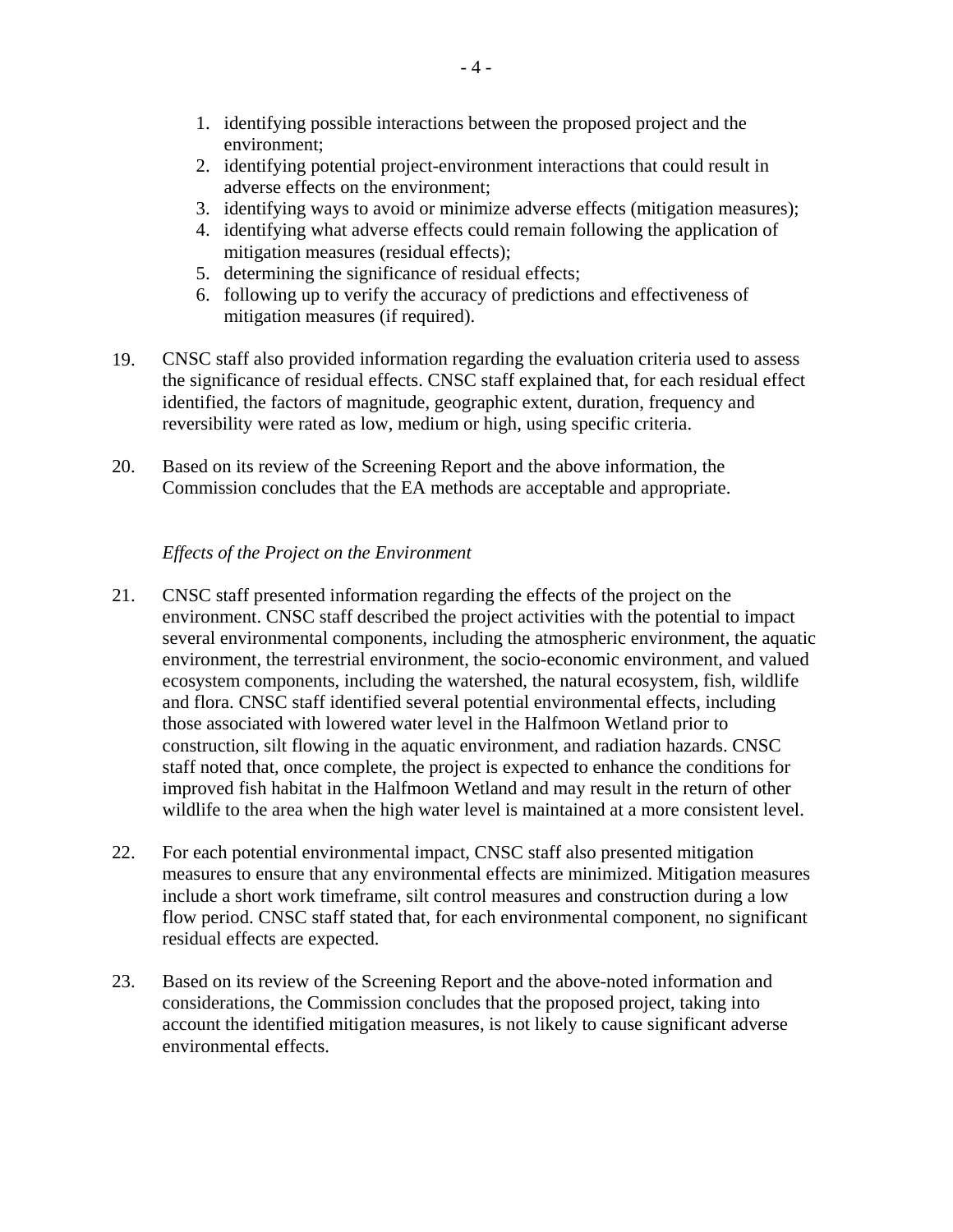1. identifying possible interactions between the proposed project and the environment;
2. identifying potential project-environment interactions that could result in adverse effects on the environment;
3. identifying ways to avoid or minimize adverse effects (mitigation measures);
4. identifying what adverse effects could remain following the application of mitigation measures (residual effects);
5. determining the significance of residual effects;
6. following up to verify the accuracy of predictions and effectiveness of mitigation measures (if required).

19. CNSC staff also provided information regarding the evaluation criteria used to assess the significance of residual effects. CNSC staff explained that, for each residual effect identified, the factors of magnitude, geographic extent, duration, frequency and reversibility were rated as low, medium or high, using specific criteria.

20. Based on its review of the Screening Report and the above information, the Commission concludes that the EA methods are acceptable and appropriate.

*Effects of the Project on the Environment*

21. CNSC staff presented information regarding the effects of the project on the environment. CNSC staff described the project activities with the potential to impact several environmental components, including the atmospheric environment, the aquatic environment, the terrestrial environment, the socio-economic environment, and valued ecosystem components, including the watershed, the natural ecosystem, fish, wildlife and flora. CNSC staff identified several potential environmental effects, including those associated with lowered water level in the Halfmoon Wetland prior to construction, silt flowing in the aquatic environment, and radiation hazards. CNSC staff noted that, once complete, the project is expected to enhance the conditions for improved fish habitat in the Halfmoon Wetland and may result in the return of other wildlife to the area when the high water level is maintained at a more consistent level.

22. For each potential environmental impact, CNSC staff also presented mitigation measures to ensure that any environmental effects are minimized. Mitigation measures include a short work timeframe, silt control measures and construction during a low flow period. CNSC staff stated that, for each environmental component, no significant residual effects are expected.

23. Based on its review of the Screening Report and the above-noted information and considerations, the Commission concludes that the proposed project, taking into account the identified mitigation measures, is not likely to cause significant adverse environmental effects.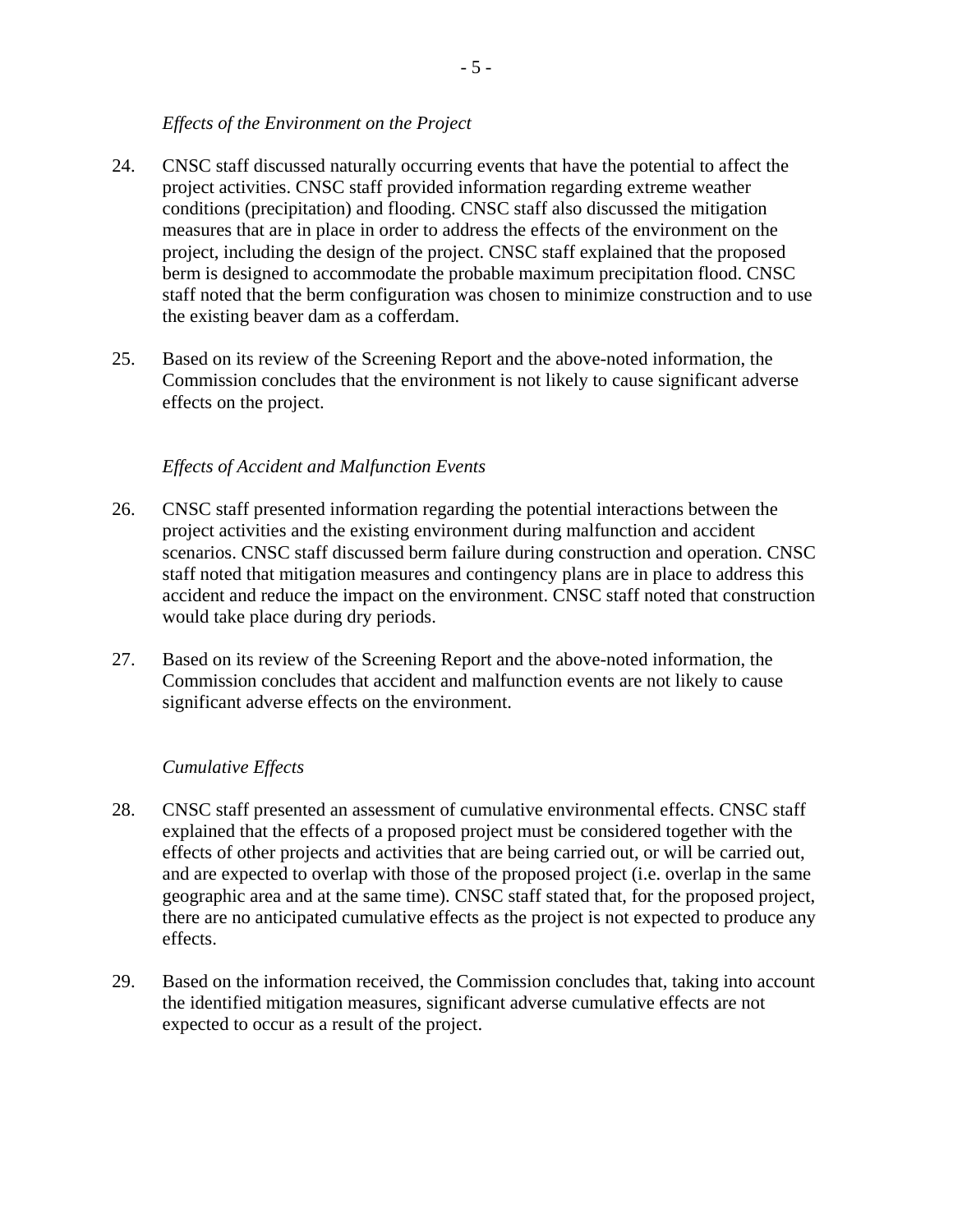*Effects of the Environment on the Project*

24. CNSC staff discussed naturally occurring events that have the potential to affect the project activities. CNSC staff provided information regarding extreme weather conditions (precipitation) and flooding. CNSC staff also discussed the mitigation measures that are in place in order to address the effects of the environment on the project, including the design of the project. CNSC staff explained that the proposed berm is designed to accommodate the probable maximum precipitation flood. CNSC staff noted that the berm configuration was chosen to minimize construction and to use the existing beaver dam as a cofferdam.

25. Based on its review of the Screening Report and the above-noted information, the Commission concludes that the environment is not likely to cause significant adverse effects on the project.

*Effects of Accident and Malfunction Events*

26. CNSC staff presented information regarding the potential interactions between the project activities and the existing environment during malfunction and accident scenarios. CNSC staff discussed berm failure during construction and operation. CNSC staff noted that mitigation measures and contingency plans are in place to address this accident and reduce the impact on the environment. CNSC staff noted that construction would take place during dry periods.

27. Based on its review of the Screening Report and the above-noted information, the Commission concludes that accident and malfunction events are not likely to cause significant adverse effects on the environment.

*Cumulative Effects*

28. CNSC staff presented an assessment of cumulative environmental effects. CNSC staff explained that the effects of a proposed project must be considered together with the effects of other projects and activities that are being carried out, or will be carried out, and are expected to overlap with those of the proposed project (i.e. overlap in the same geographic area and at the same time). CNSC staff stated that, for the proposed project, there are no anticipated cumulative effects as the project is not expected to produce any effects.

29. Based on the information received, the Commission concludes that, taking into account the identified mitigation measures, significant adverse cumulative effects are not expected to occur as a result of the project.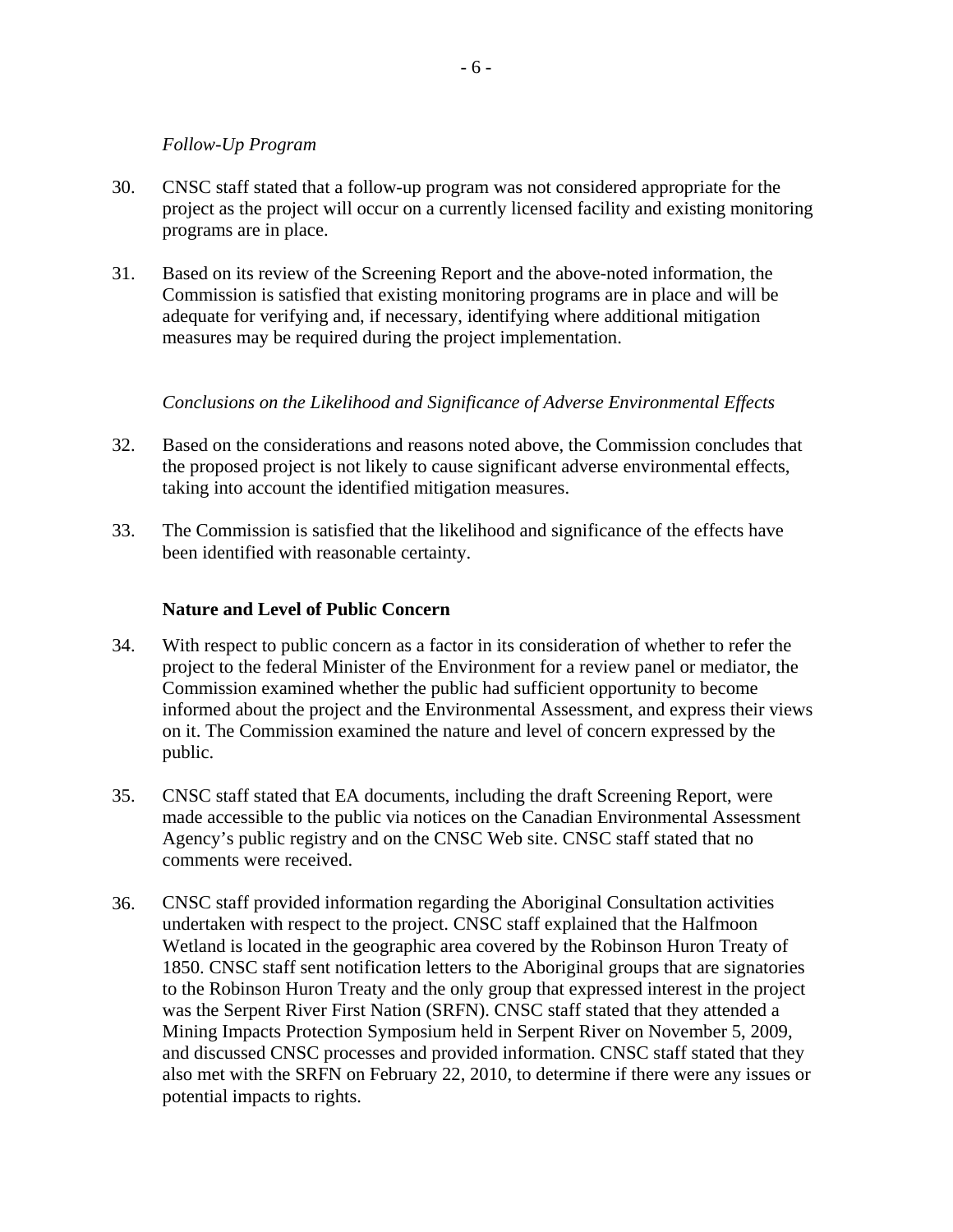*Follow-Up Program*

30. CNSC staff stated that a follow-up program was not considered appropriate for the project as the project will occur on a currently licensed facility and existing monitoring programs are in place.

31. Based on its review of the Screening Report and the above-noted information, the Commission is satisfied that existing monitoring programs are in place and will be adequate for verifying and, if necessary, identifying where additional mitigation measures may be required during the project implementation.

*Conclusions on the Likelihood and Significance of Adverse Environmental Effects*

32. Based on the considerations and reasons noted above, the Commission concludes that the proposed project is not likely to cause significant adverse environmental effects, taking into account the identified mitigation measures.

33. The Commission is satisfied that the likelihood and significance of the effects have been identified with reasonable certainty.

**Nature and Level of Public Concern**

34. With respect to public concern as a factor in its consideration of whether to refer the project to the federal Minister of the Environment for a review panel or mediator, the Commission examined whether the public had sufficient opportunity to become informed about the project and the Environmental Assessment, and express their views on it. The Commission examined the nature and level of concern expressed by the public.

35. CNSC staff stated that EA documents, including the draft Screening Report, were made accessible to the public via notices on the Canadian Environmental Assessment Agency's public registry and on the CNSC Web site. CNSC staff stated that no comments were received.

36. CNSC staff provided information regarding the Aboriginal Consultation activities undertaken with respect to the project. CNSC staff explained that the Halfmoon Wetland is located in the geographic area covered by the Robinson Huron Treaty of 1850. CNSC staff sent notification letters to the Aboriginal groups that are signatories to the Robinson Huron Treaty and the only group that expressed interest in the project was the Serpent River First Nation (SRFN). CNSC staff stated that they attended a Mining Impacts Protection Symposium held in Serpent River on November 5, 2009, and discussed CNSC processes and provided information. CNSC staff stated that they also met with the SRFN on February 22, 2010, to determine if there were any issues or potential impacts to rights.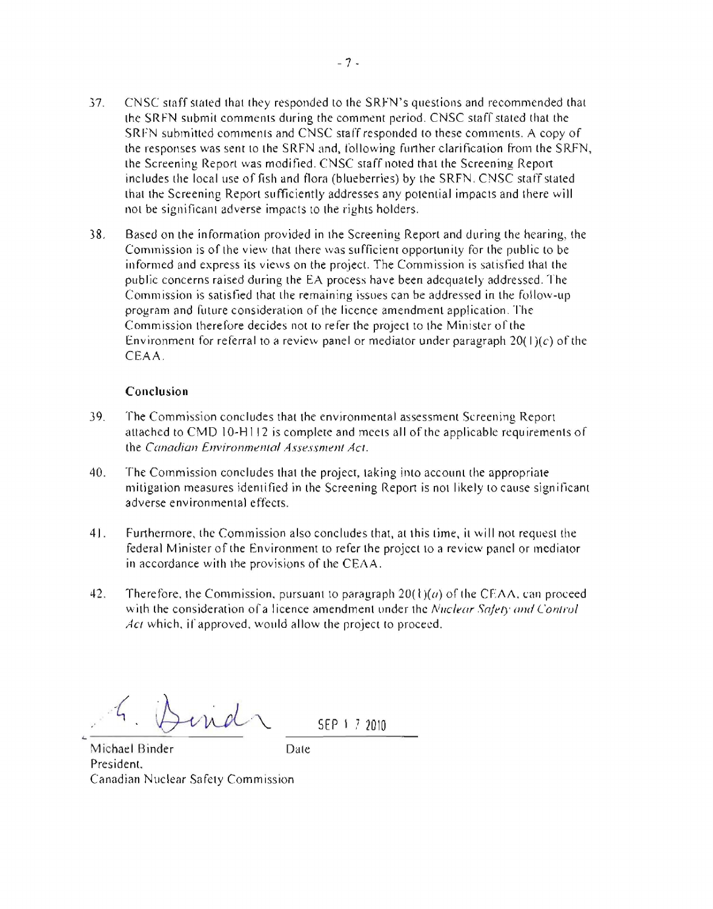37. CNSC staff stated that they responded to the SRFN's questions and recommended that the SRFN submit comments during the comment period. CNSC staff stated that the SRFN submitted comments and CNSC staff responded to these comments. A copy of the responses was sent to the SRFN and, following further clarification from the SRFN, the Screening Report was modified. CNSC staff noted that the Screening Report includes the local use of fish and flora (blueberries) by the SRFN. CNSC staff stated that the Screening Report sufficiently addresses any potential impacts and there will not be significant adverse impacts to the rights holders.

38. Based on the information provided in the Screening Report and during the hearing, the Commission is of the view that there was sufficient opportunity for the public to be informed and express its views on the project. The Commission is satisfied that the public concerns raised during the EA process have been adequately addressed. The Commission is satisfied that the remaining issues can be addressed in the follow-up program and future consideration of the licence amendment application. The Commission therefore decides not to refer the project to the Minister of the Environment for referral to a review panel or mediator under paragraph 20(1)(*c*) of the CEAA.

### Conclusion

39. The Commission concludes that the environmental assessment Screening Report attached to CMD 10-H112 is complete and meets all of the applicable requirements of the *Canadian Environmental Assessment Act*.

40. The Commission concludes that the project, taking into account the appropriate mitigation measures identified in the Screening Report is not likely to cause significant adverse environmental effects.

41. Furthermore, the Commission also concludes that, at this time, it will not request the federal Minister of the Environment to refer the project to a review panel or mediator in accordance with the provisions of the CEAA.

42. Therefore, the Commission, pursuant to paragraph 20(1)(*a*) of the CEAA, can proceed with the consideration of a licence amendment under the *Nuclear Safety and Control Act* which, if approved, would allow the project to proceed.

Michael Binder
President,
Canadian Nuclear Safety Commission

SEP 17 2010
Date